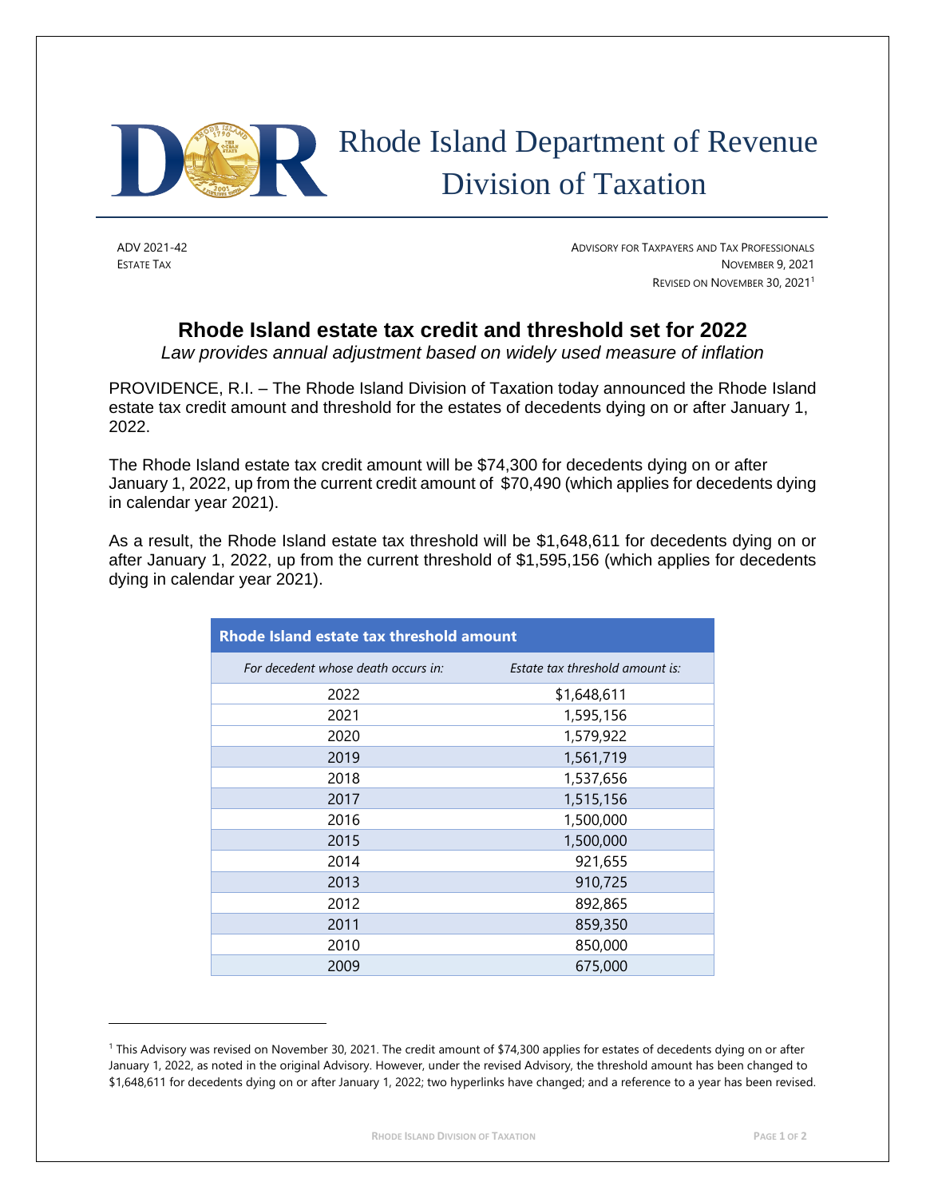# Rhode Island Department of Revenue
## Division of Taxation

ADV 2021-42
ESTATE TAX

ADVISORY FOR TAXPAYERS AND TAX PROFESSIONALS
NOVEMBER 9, 2021
REVISED ON NOVEMBER 30, 2021[1]

## Rhode Island estate tax credit and threshold set for 2022

*Law provides annual adjustment based on widely used measure of inflation*

PROVIDENCE, R.I. – The Rhode Island Division of Taxation today announced the Rhode Island estate tax credit amount and threshold for the estates of decedents dying on or after January 1, 2022.

The Rhode Island estate tax credit amount will be $74,300 for decedents dying on or after January 1, 2022, up from the current credit amount of $70,490 (which applies for decedents dying in calendar year 2021).

As a result, the Rhode Island estate tax threshold will be $1,648,611 for decedents dying on or after January 1, 2022, up from the current threshold of $1,595,156 (which applies for decedents dying in calendar year 2021).

| Rhode Island estate tax threshold amount | |
|---|---|
| *For decedent whose death occurs in:* | *Estate tax threshold amount is:* |
| 2022 | $1,648,611 |
| 2021 | 1,595,156 |
| 2020 | 1,579,922 |
| 2019 | 1,561,719 |
| 2018 | 1,537,656 |
| 2017 | 1,515,156 |
| 2016 | 1,500,000 |
| 2015 | 1,500,000 |
| 2014 | 921,655 |
| 2013 | 910,725 |
| 2012 | 892,865 |
| 2011 | 859,350 |
| 2010 | 850,000 |
| 2009 | 675,000 |

[1] This Advisory was revised on November 30, 2021. The credit amount of $74,300 applies for estates of decedents dying on or after January 1, 2022, as noted in the original Advisory. However, under the revised Advisory, the threshold amount has been changed to $1,648,611 for decedents dying on or after January 1, 2022; two hyperlinks have changed; and a reference to a year has been revised.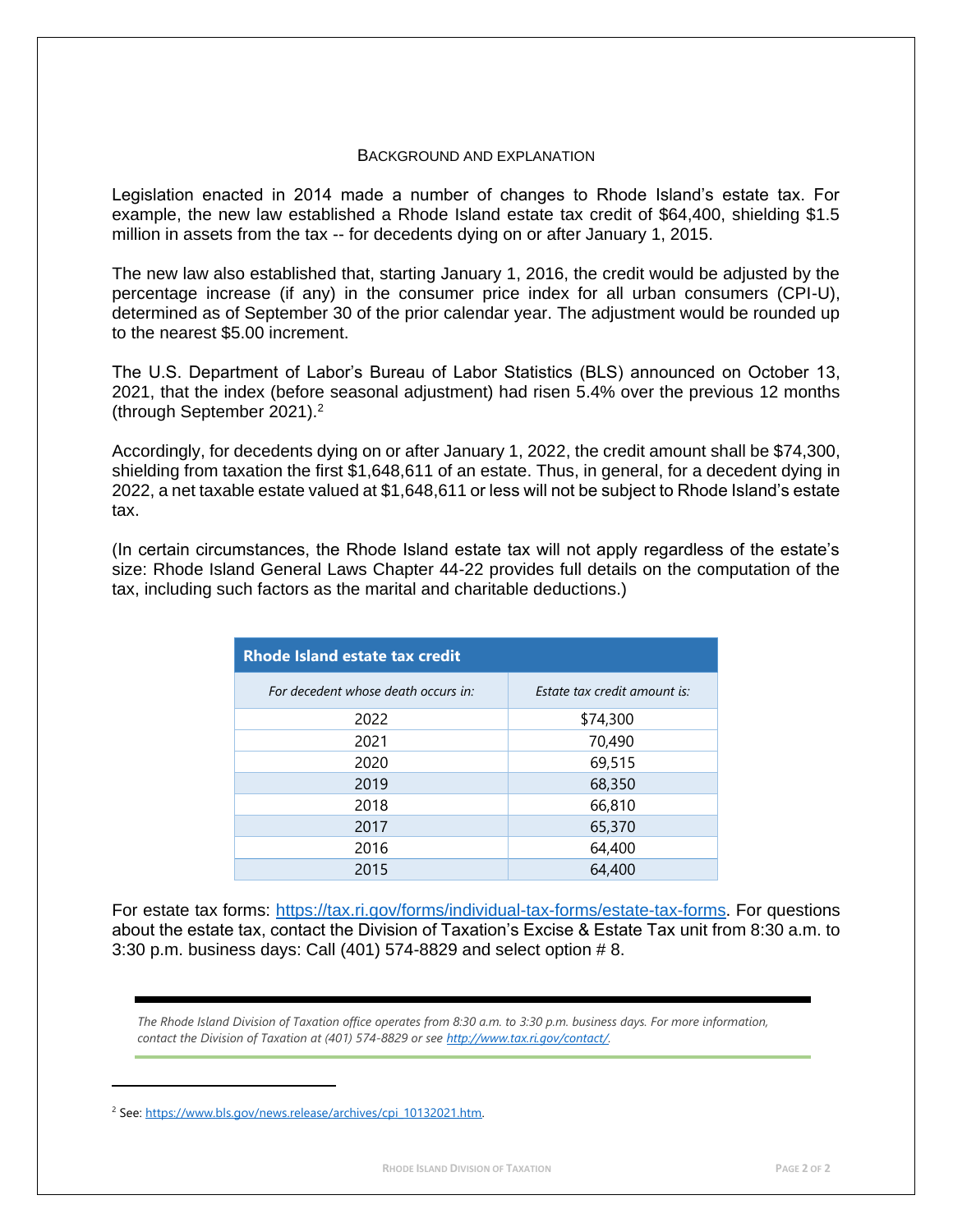## BACKGROUND AND EXPLANATION

Legislation enacted in 2014 made a number of changes to Rhode Island's estate tax. For example, the new law established a Rhode Island estate tax credit of $64,400, shielding $1.5 million in assets from the tax -- for decedents dying on or after January 1, 2015.

The new law also established that, starting January 1, 2016, the credit would be adjusted by the percentage increase (if any) in the consumer price index for all urban consumers (CPI-U), determined as of September 30 of the prior calendar year. The adjustment would be rounded up to the nearest $5.00 increment.

The U.S. Department of Labor's Bureau of Labor Statistics (BLS) announced on October 13, 2021, that the index (before seasonal adjustment) had risen 5.4% over the previous 12 months (through September 2021).[2]

Accordingly, for decedents dying on or after January 1, 2022, the credit amount shall be $74,300, shielding from taxation the first $1,648,611 of an estate. Thus, in general, for a decedent dying in 2022, a net taxable estate valued at $1,648,611 or less will not be subject to Rhode Island's estate tax.

(In certain circumstances, the Rhode Island estate tax will not apply regardless of the estate's size: Rhode Island General Laws Chapter 44-22 provides full details on the computation of the tax, including such factors as the marital and charitable deductions.)

**Rhode Island estate tax credit**

| *For decedent whose death occurs in:* | *Estate tax credit amount is:* |
|---|---|
| 2022 | $74,300 |
| 2021 | 70,490 |
| 2020 | 69,515 |
| 2019 | 68,350 |
| 2018 | 66,810 |
| 2017 | 65,370 |
| 2016 | 64,400 |
| 2015 | 64,400 |

For estate tax forms: https://tax.ri.gov/forms/individual-tax-forms/estate-tax-forms. For questions about the estate tax, contact the Division of Taxation's Excise & Estate Tax unit from 8:30 a.m. to 3:30 p.m. business days: Call (401) 574-8829 and select option # 8.

*The Rhode Island Division of Taxation office operates from 8:30 a.m. to 3:30 p.m. business days. For more information, contact the Division of Taxation at (401) 574-8829 or see http://www.tax.ri.gov/contact/.*

[2] See: https://www.bls.gov/news.release/archives/cpi_10132021.htm.